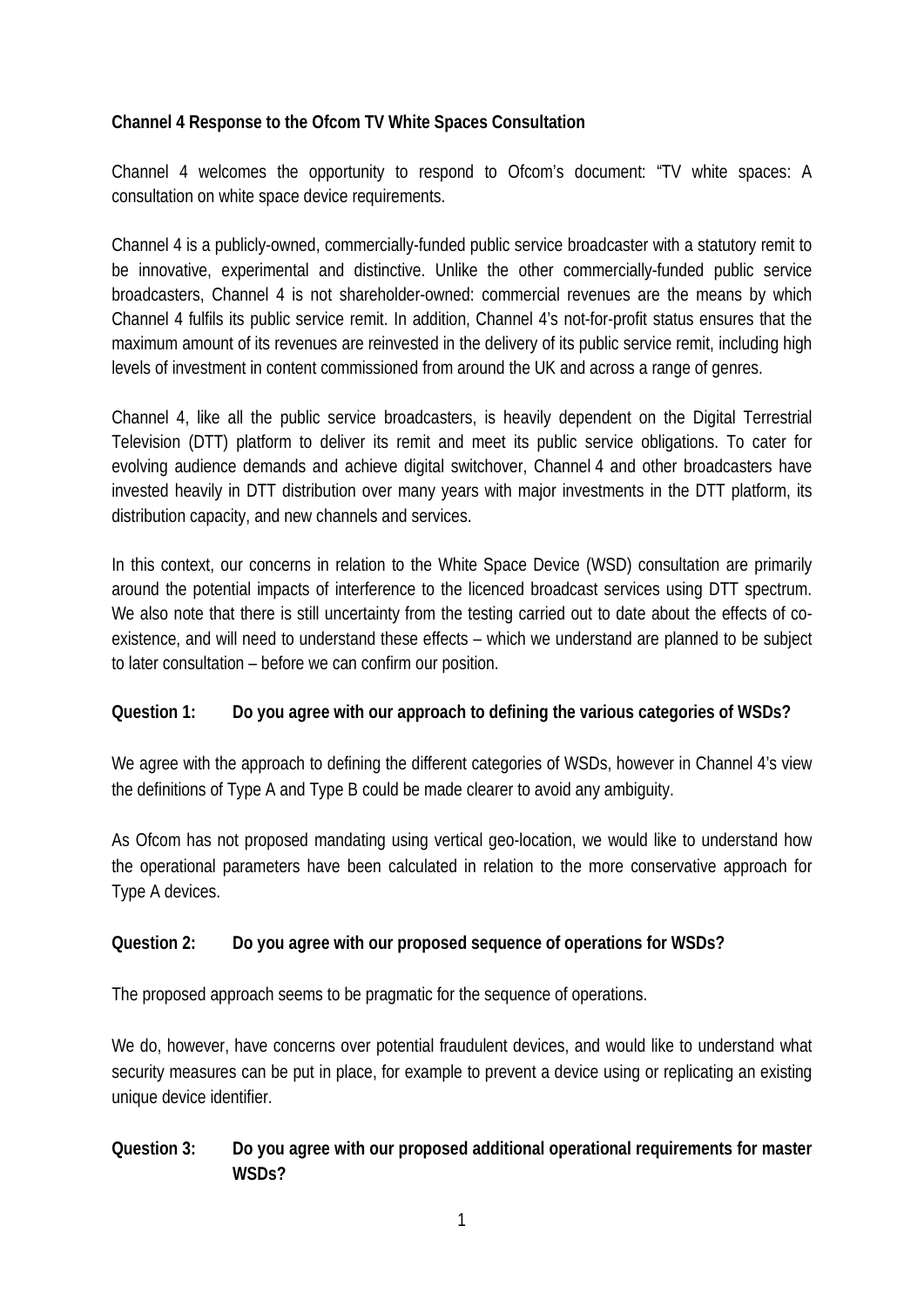**Channel 4 Response to the Ofcom TV White Spaces Consultation**

Channel 4 welcomes the opportunity to respond to Ofcom's document: "TV white spaces: A consultation on white space device requirements.

Channel 4 is a publicly-owned, commercially-funded public service broadcaster with a statutory remit to be innovative, experimental and distinctive. Unlike the other commercially-funded public service broadcasters, Channel 4 is not shareholder-owned: commercial revenues are the means by which Channel 4 fulfils its public service remit. In addition, Channel 4's not-for-profit status ensures that the maximum amount of its revenues are reinvested in the delivery of its public service remit, including high levels of investment in content commissioned from around the UK and across a range of genres.

Channel 4, like all the public service broadcasters, is heavily dependent on the Digital Terrestrial Television (DTT) platform to deliver its remit and meet its public service obligations. To cater for evolving audience demands and achieve digital switchover, Channel 4 and other broadcasters have invested heavily in DTT distribution over many years with major investments in the DTT platform, its distribution capacity, and new channels and services.

In this context, our concerns in relation to the White Space Device (WSD) consultation are primarily around the potential impacts of interference to the licenced broadcast services using DTT spectrum. We also note that there is still uncertainty from the testing carried out to date about the effects of co-existence, and will need to understand these effects – which we understand are planned to be subject to later consultation – before we can confirm our position.

**Question 1: Do you agree with our approach to defining the various categories of WSDs?**

We agree with the approach to defining the different categories of WSDs, however in Channel 4's view the definitions of Type A and Type B could be made clearer to avoid any ambiguity.

As Ofcom has not proposed mandating using vertical geo-location, we would like to understand how the operational parameters have been calculated in relation to the more conservative approach for Type A devices.

**Question 2: Do you agree with our proposed sequence of operations for WSDs?**

The proposed approach seems to be pragmatic for the sequence of operations.

We do, however, have concerns over potential fraudulent devices, and would like to understand what security measures can be put in place, for example to prevent a device using or replicating an existing unique device identifier.

**Question 3: Do you agree with our proposed additional operational requirements for master WSDs?**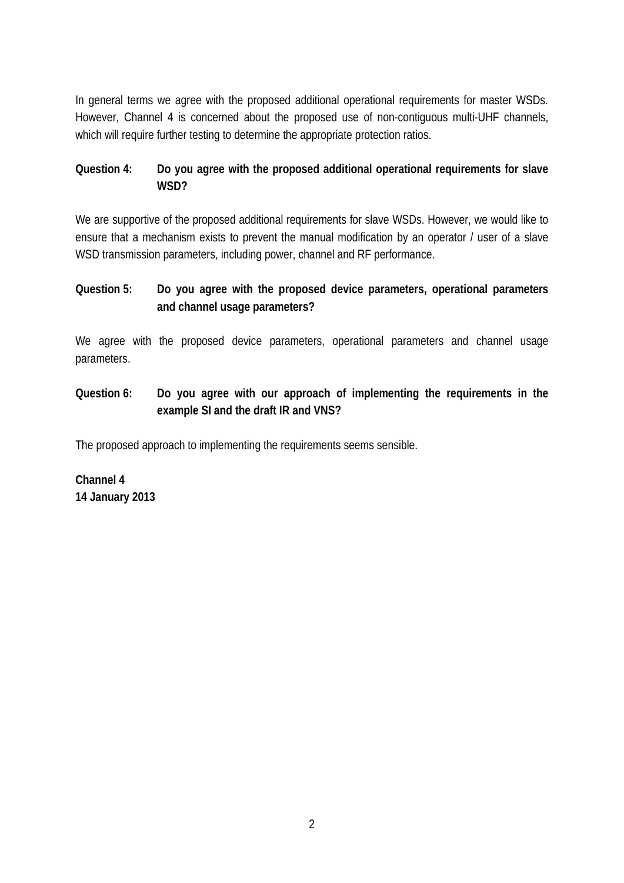In general terms we agree with the proposed additional operational requirements for master WSDs. However, Channel 4 is concerned about the proposed use of non-contiguous multi-UHF channels, which will require further testing to determine the appropriate protection ratios.

**Question 4: Do you agree with the proposed additional operational requirements for slave WSD?**

We are supportive of the proposed additional requirements for slave WSDs. However, we would like to ensure that a mechanism exists to prevent the manual modification by an operator / user of a slave WSD transmission parameters, including power, channel and RF performance.

**Question 5: Do you agree with the proposed device parameters, operational parameters and channel usage parameters?**

We agree with the proposed device parameters, operational parameters and channel usage parameters.

**Question 6: Do you agree with our approach of implementing the requirements in the example SI and the draft IR and VNS?**

The proposed approach to implementing the requirements seems sensible.

**Channel 4**
**14 January 2013**